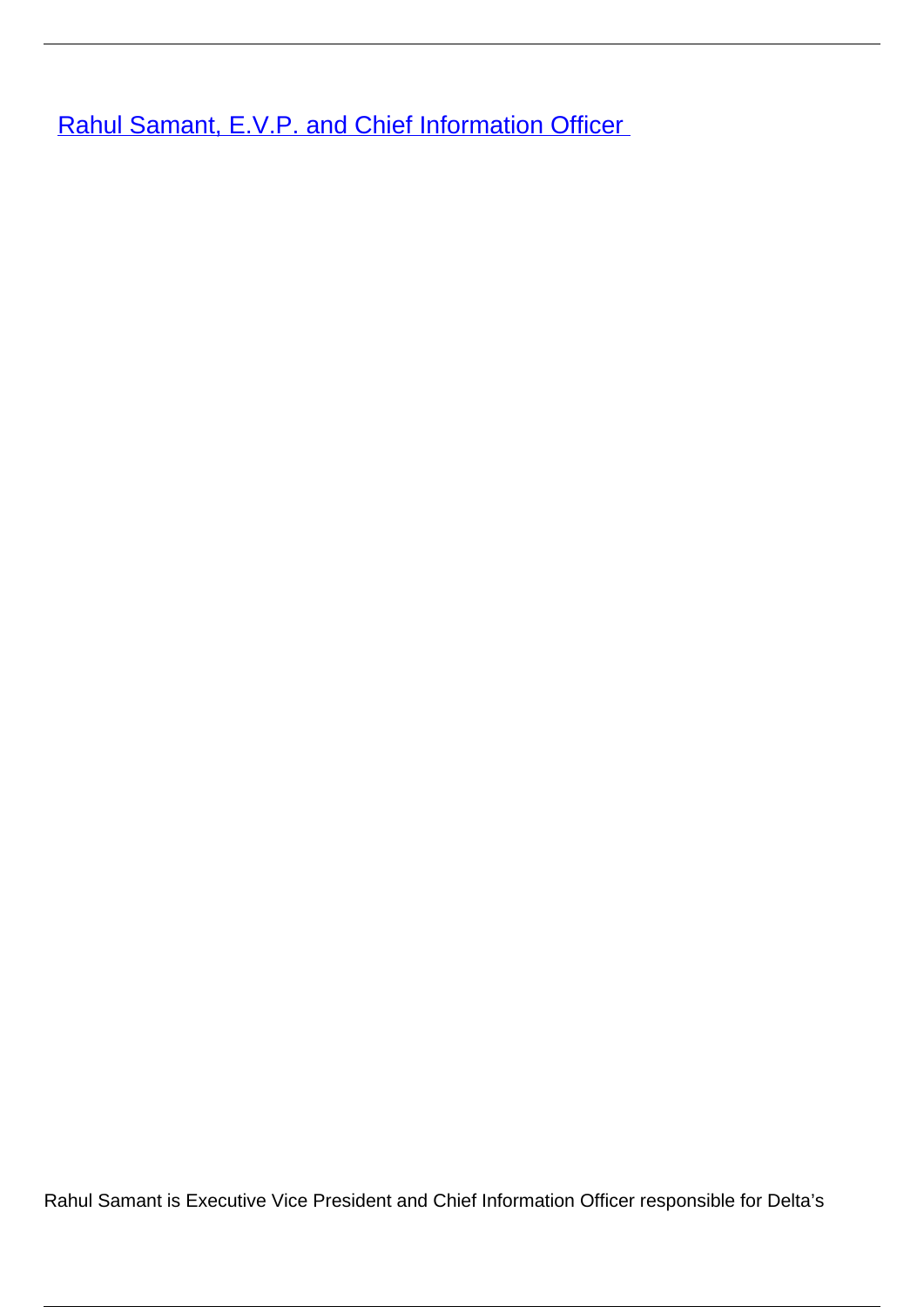[Rahul Samant, E.V.P. and Chief Information Officer](#)

Rahul Samant is Executive Vice President and Chief Information Officer responsible for Delta's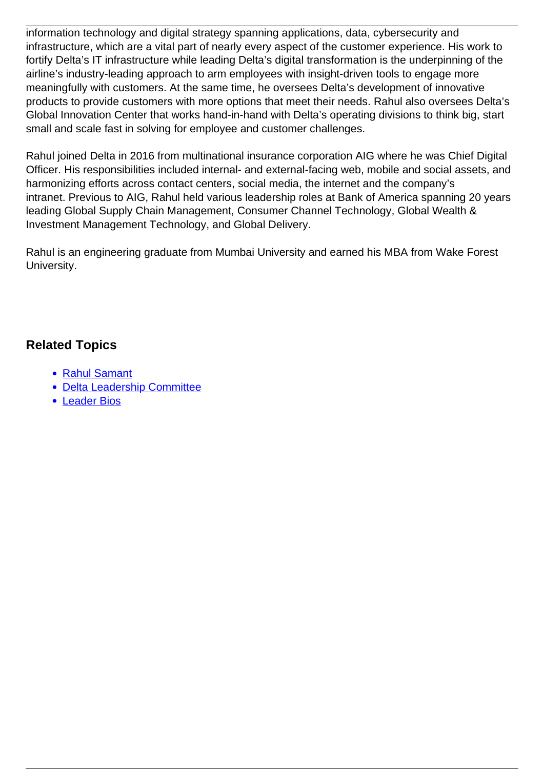information technology and digital strategy spanning applications, data, cybersecurity and infrastructure, which are a vital part of nearly every aspect of the customer experience. His work to fortify Delta's IT infrastructure while leading Delta's digital transformation is the underpinning of the airline's industry-leading approach to arm employees with insight-driven tools to engage more meaningfully with customers. At the same time, he oversees Delta's development of innovative products to provide customers with more options that meet their needs. Rahul also oversees Delta's Global Innovation Center that works hand-in-hand with Delta's operating divisions to think big, start small and scale fast in solving for employee and customer challenges.

Rahul joined Delta in 2016 from multinational insurance corporation AIG where he was Chief Digital Officer. His responsibilities included internal- and external-facing web, mobile and social assets, and harmonizing efforts across contact centers, social media, the internet and the company's intranet. Previous to AIG, Rahul held various leadership roles at Bank of America spanning 20 years leading Global Supply Chain Management, Consumer Channel Technology, Global Wealth & Investment Management Technology, and Global Delivery.

Rahul is an engineering graduate from Mumbai University and earned his MBA from Wake Forest University.

## Related Topics

- Rahul Samant
- Delta Leadership Committee
- Leader Bios